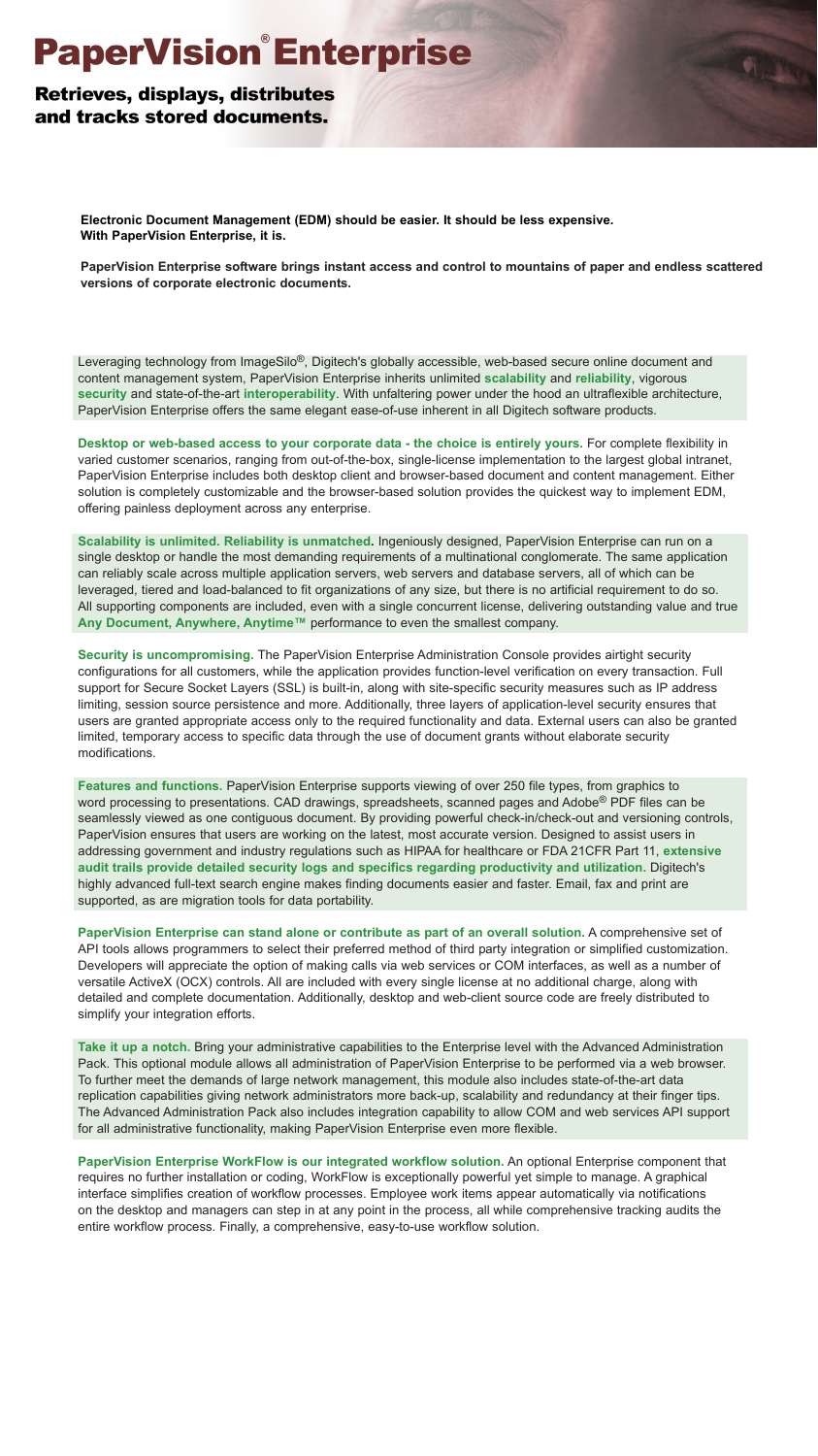# PaperVision® Enterprise

## Retrieves, displays, distributes and tracks stored documents.

**Electronic Document Management (EDM) should be easier. It should be less expensive. With PaperVision Enterprise, it is.**

**PaperVision Enterprise software brings instant access and control to mountains of paper and endless scattered versions of corporate electronic documents.**

Leveraging technology from ImageSilo®, Digitech's globally accessible, web-based secure online document and content management system, PaperVision Enterprise inherits unlimited **scalability** and **reliability**, vigorous **security** and state-of-the-art **interoperability**. With unfaltering power under the hood an ultraflexible architecture, PaperVision Enterprise offers the same elegant ease-of-use inherent in all Digitech software products.

**Desktop or web-based access to your corporate data - the choice is entirely yours.** For complete flexibility in varied customer scenarios, ranging from out-of-the-box, single-license implementation to the largest global intranet, PaperVision Enterprise includes both desktop client and browser-based document and content management. Either solution is completely customizable and the browser-based solution provides the quickest way to implement EDM, offering painless deployment across any enterprise.

**Scalability is unlimited. Reliability is unmatched.** Ingeniously designed, PaperVision Enterprise can run on a single desktop or handle the most demanding requirements of a multinational conglomerate. The same application can reliably scale across multiple application servers, web servers and database servers, all of which can be leveraged, tiered and load-balanced to fit organizations of any size, but there is no artificial requirement to do so. All supporting components are included, even with a single concurrent license, delivering outstanding value and true **Any Document, Anywhere, Anytime™** performance to even the smallest company.

**Security is uncompromising.** The PaperVision Enterprise Administration Console provides airtight security configurations for all customers, while the application provides function-level verification on every transaction. Full support for Secure Socket Layers (SSL) is built-in, along with site-specific security measures such as IP address limiting, session source persistence and more. Additionally, three layers of application-level security ensures that users are granted appropriate access only to the required functionality and data. External users can also be granted limited, temporary access to specific data through the use of document grants without elaborate security modifications.

**Features and functions.** PaperVision Enterprise supports viewing of over 250 file types, from graphics to word processing to presentations. CAD drawings, spreadsheets, scanned pages and Adobe® PDF files can be seamlessly viewed as one contiguous document. By providing powerful check-in/check-out and versioning controls, PaperVision ensures that users are working on the latest, most accurate version. Designed to assist users in addressing government and industry regulations such as HIPAA for healthcare or FDA 21CFR Part 11, **extensive audit trails provide detailed security logs and specifics regarding productivity and utilization.** Digitech's highly advanced full-text search engine makes finding documents easier and faster. Email, fax and print are supported, as are migration tools for data portability.

**PaperVision Enterprise can stand alone or contribute as part of an overall solution.** A comprehensive set of API tools allows programmers to select their preferred method of third party integration or simplified customization. Developers will appreciate the option of making calls via web services or COM interfaces, as well as a number of versatile ActiveX (OCX) controls. All are included with every single license at no additional charge, along with detailed and complete documentation. Additionally, desktop and web-client source code are freely distributed to simplify your integration efforts.

**Take it up a notch.** Bring your administrative capabilities to the Enterprise level with the Advanced Administration Pack. This optional module allows all administration of PaperVision Enterprise to be performed via a web browser. To further meet the demands of large network management, this module also includes state-of-the-art data replication capabilities giving network administrators more back-up, scalability and redundancy at their finger tips. The Advanced Administration Pack also includes integration capability to allow COM and web services API support for all administrative functionality, making PaperVision Enterprise even more flexible.

**PaperVision Enterprise WorkFlow is our integrated workflow solution.** An optional Enterprise component that requires no further installation or coding, WorkFlow is exceptionally powerful yet simple to manage. A graphical interface simplifies creation of workflow processes. Employee work items appear automatically via notifications on the desktop and managers can step in at any point in the process, all while comprehensive tracking audits the entire workflow process. Finally, a comprehensive, easy-to-use workflow solution.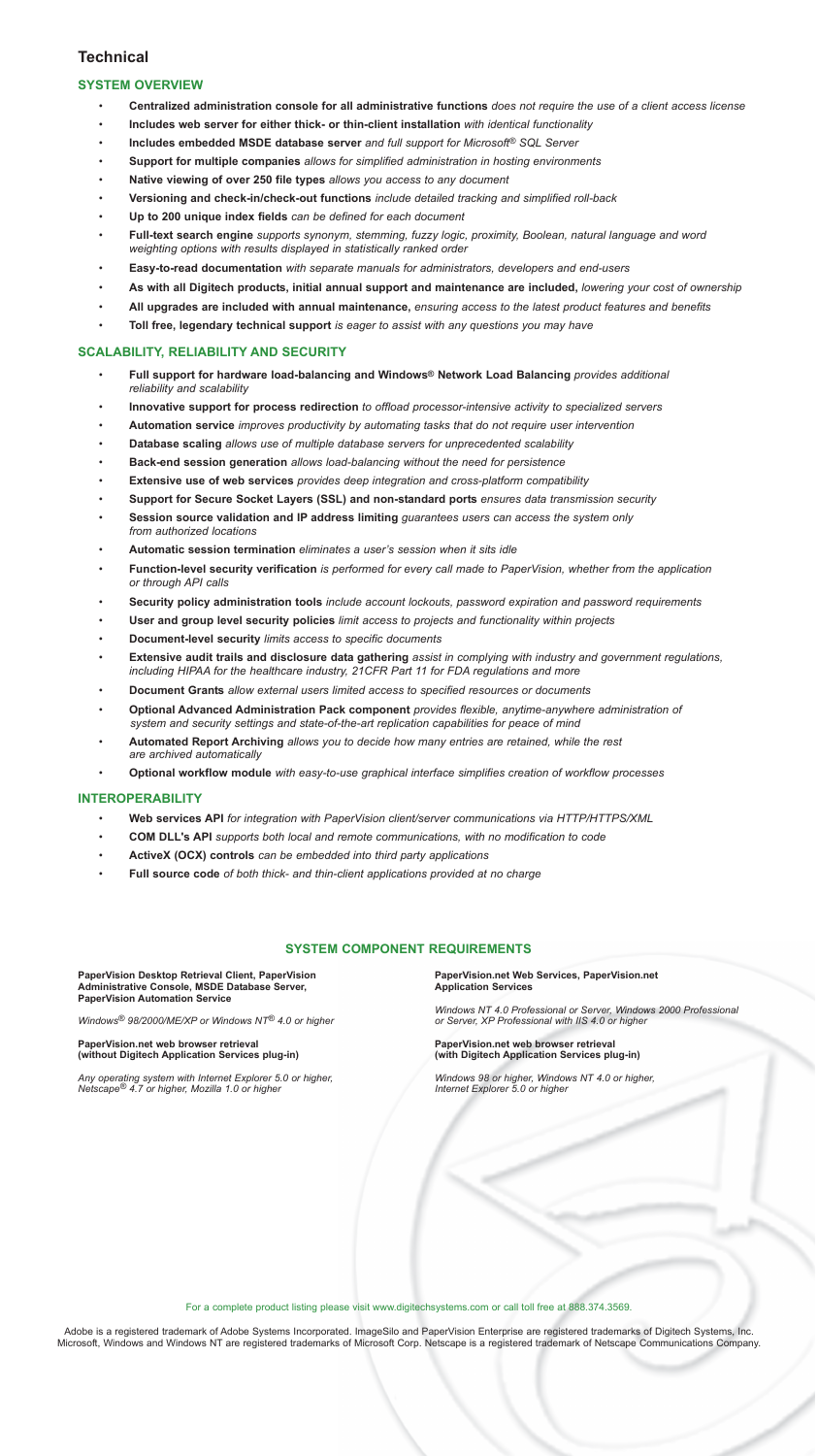# Technical

## SYSTEM OVERVIEW

- **Centralized administration console for all administrative functions** *does not require the use of a client access license*
- **Includes web server for either thick- or thin-client installation** *with identical functionality*
- **Includes embedded MSDE database server** *and full support for Microsoft® SQL Server*
- **Support for multiple companies** *allows for simplified administration in hosting environments*
- **Native viewing of over 250 file types** *allows you access to any document*
- **Versioning and check-in/check-out functions** *include detailed tracking and simplified roll-back*
- **Up to 200 unique index fields** *can be defined for each document*
- **Full-text search engine** *supports synonym, stemming, fuzzy logic, proximity, Boolean, natural language and word weighting options with results displayed in statistically ranked order*
- **Easy-to-read documentation** *with separate manuals for administrators, developers and end-users*
- **As with all Digitech products, initial annual support and maintenance are included,** *lowering your cost of ownership*
- **All upgrades are included with annual maintenance,** *ensuring access to the latest product features and benefits*
- **Toll free, legendary technical support** *is eager to assist with any questions you may have*

## SCALABILITY, RELIABILITY AND SECURITY

- **Full support for hardware load-balancing and Windows® Network Load Balancing** *provides additional reliability and scalability*
- **Innovative support for process redirection** *to offload processor-intensive activity to specialized servers*
- **Automation service** *improves productivity by automating tasks that do not require user intervention*
- **Database scaling** *allows use of multiple database servers for unprecedented scalability*
- **Back-end session generation** *allows load-balancing without the need for persistence*
- **Extensive use of web services** *provides deep integration and cross-platform compatibility*
- **Support for Secure Socket Layers (SSL) and non-standard ports** *ensures data transmission security*
- **Session source validation and IP address limiting** *guarantees users can access the system only from authorized locations*
- **Automatic session termination** *eliminates a user's session when it sits idle*
- **Function-level security verification** *is performed for every call made to PaperVision, whether from the application or through API calls*
- **Security policy administration tools** *include account lockouts, password expiration and password requirements*
- **User and group level security policies** *limit access to projects and functionality within projects*
- **Document-level security** *limits access to specific documents*
- **Extensive audit trails and disclosure data gathering** *assist in complying with industry and government regulations, including HIPAA for the healthcare industry, 21CFR Part 11 for FDA regulations and more*
- **Document Grants** *allow external users limited access to specified resources or documents*
- **Optional Advanced Administration Pack component** *provides flexible, anytime-anywhere administration of system and security settings and state-of-the-art replication capabilities for peace of mind*
- **Automated Report Archiving** *allows you to decide how many entries are retained, while the rest are archived automatically*
- **Optional workflow module** *with easy-to-use graphical interface simplifies creation of workflow processes*

## INTEROPERABILITY

- **Web services API** *for integration with PaperVision client/server communications via HTTP/HTTPS/XML*
- **COM DLL's API** *supports both local and remote communications, with no modification to code*
- **ActiveX (OCX) controls** *can be embedded into third party applications*
- **Full source code** *of both thick- and thin-client applications provided at no charge*

## SYSTEM COMPONENT REQUIREMENTS

**PaperVision Desktop Retrieval Client, PaperVision Administrative Console, MSDE Database Server, PaperVision Automation Service**

*Windows® 98/2000/ME/XP or Windows NT® 4.0 or higher*

**PaperVision.net web browser retrieval (without Digitech Application Services plug-in)**

*Any operating system with Internet Explorer 5.0 or higher, Netscape® 4.7 or higher, Mozilla 1.0 or higher*

**PaperVision.net Web Services, PaperVision.net Application Services**

*Windows NT 4.0 Professional or Server, Windows 2000 Professional or Server, XP Professional with IIS 4.0 or higher*

**PaperVision.net web browser retrieval (with Digitech Application Services plug-in)**

*Windows 98 or higher, Windows NT 4.0 or higher, Internet Explorer 5.0 or higher*

For a complete product listing please visit www.digitechsystems.com or call toll free at 888.374.3569.

Adobe is a registered trademark of Adobe Systems Incorporated. ImageSilo and PaperVision Enterprise are registered trademarks of Digitech Systems, Inc. Microsoft, Windows and Windows NT are registered trademarks of Microsoft Corp. Netscape is a registered trademark of Netscape Communications Company.